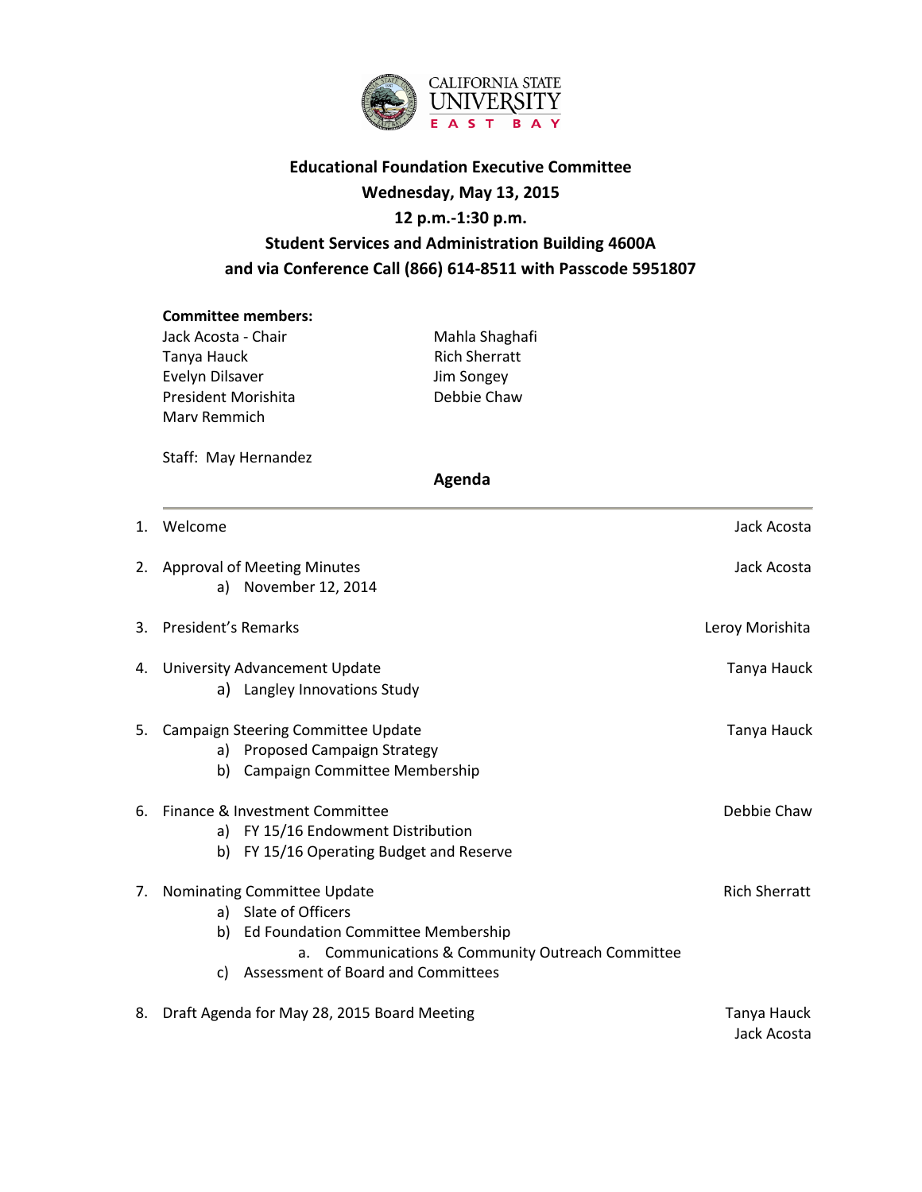CALIFORNIA STATE UNIVERSITY EAST BAY

# Educational Foundation Executive Committee

**Wednesday, May 13, 2015**

**12 p.m.-1:30 p.m.**

**Student Services and Administration Building 4600A**

**and via Conference Call (866) 614-8511 with Passcode 5951807**

**Committee members:**

Jack Acosta - Chair
Tanya Hauck
Evelyn Dilsaver
President Morishita
Marv Remmich
Mahla Shaghafi
Rich Sherratt
Jim Songey
Debbie Chaw

Staff: May Hernandez

## Agenda

1. Welcome — Jack Acosta

2. Approval of Meeting Minutes — Jack Acosta
   a) November 12, 2014

3. President's Remarks — Leroy Morishita

4. University Advancement Update — Tanya Hauck
   a) Langley Innovations Study

5. Campaign Steering Committee Update — Tanya Hauck
   a) Proposed Campaign Strategy
   b) Campaign Committee Membership

6. Finance & Investment Committee — Debbie Chaw
   a) FY 15/16 Endowment Distribution
   b) FY 15/16 Operating Budget and Reserve

7. Nominating Committee Update — Rich Sherratt
   a) Slate of Officers
   b) Ed Foundation Committee Membership
      a. Communications & Community Outreach Committee
   c) Assessment of Board and Committees

8. Draft Agenda for May 28, 2015 Board Meeting — Tanya Hauck, Jack Acosta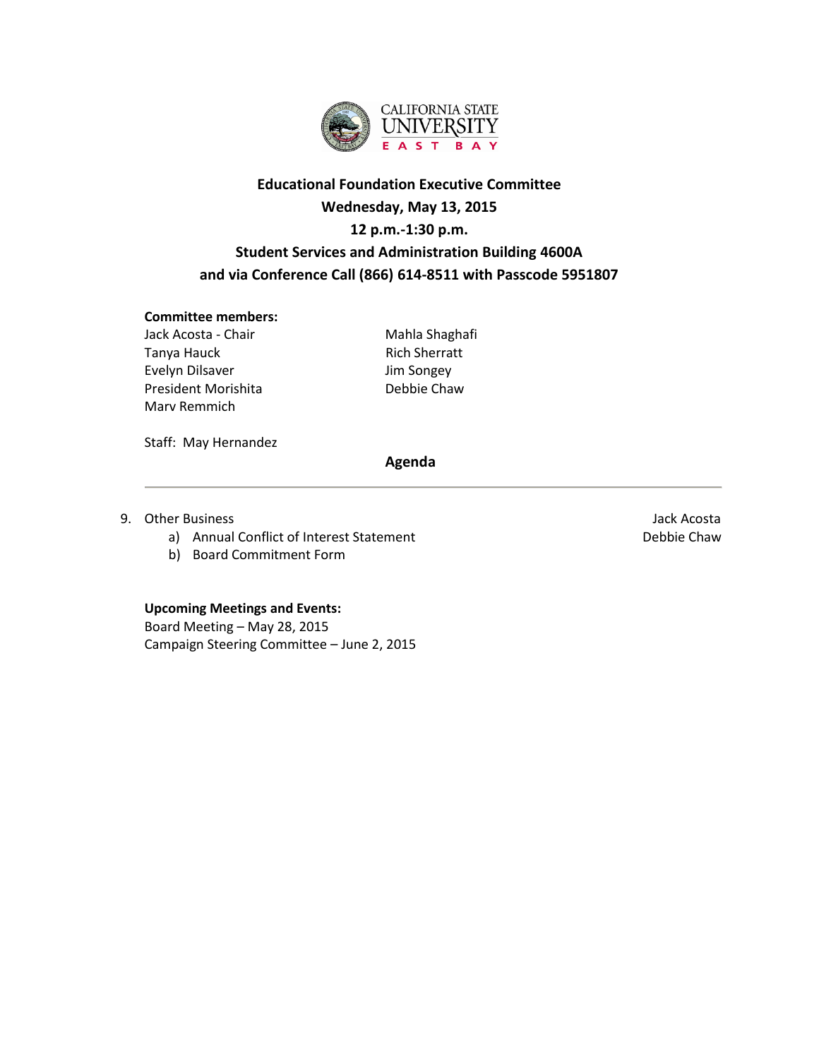CALIFORNIA STATE UNIVERSITY EAST BAY

**Educational Foundation Executive Committee**
**Wednesday, May 13, 2015**
**12 p.m.-1:30 p.m.**
**Student Services and Administration Building 4600A**
**and via Conference Call (866) 614-8511 with Passcode 5951807**

**Committee members:**

Jack Acosta - Chair
Tanya Hauck
Evelyn Dilsaver
President Morishita
Marv Remmich
Mahla Shaghafi
Rich Sherratt
Jim Songey
Debbie Chaw

Staff: May Hernandez

**Agenda**

---

9. Other Business — Jack Acosta
   a) Annual Conflict of Interest Statement — Debbie Chaw
   b) Board Commitment Form

**Upcoming Meetings and Events:**

Board Meeting – May 28, 2015
Campaign Steering Committee – June 2, 2015